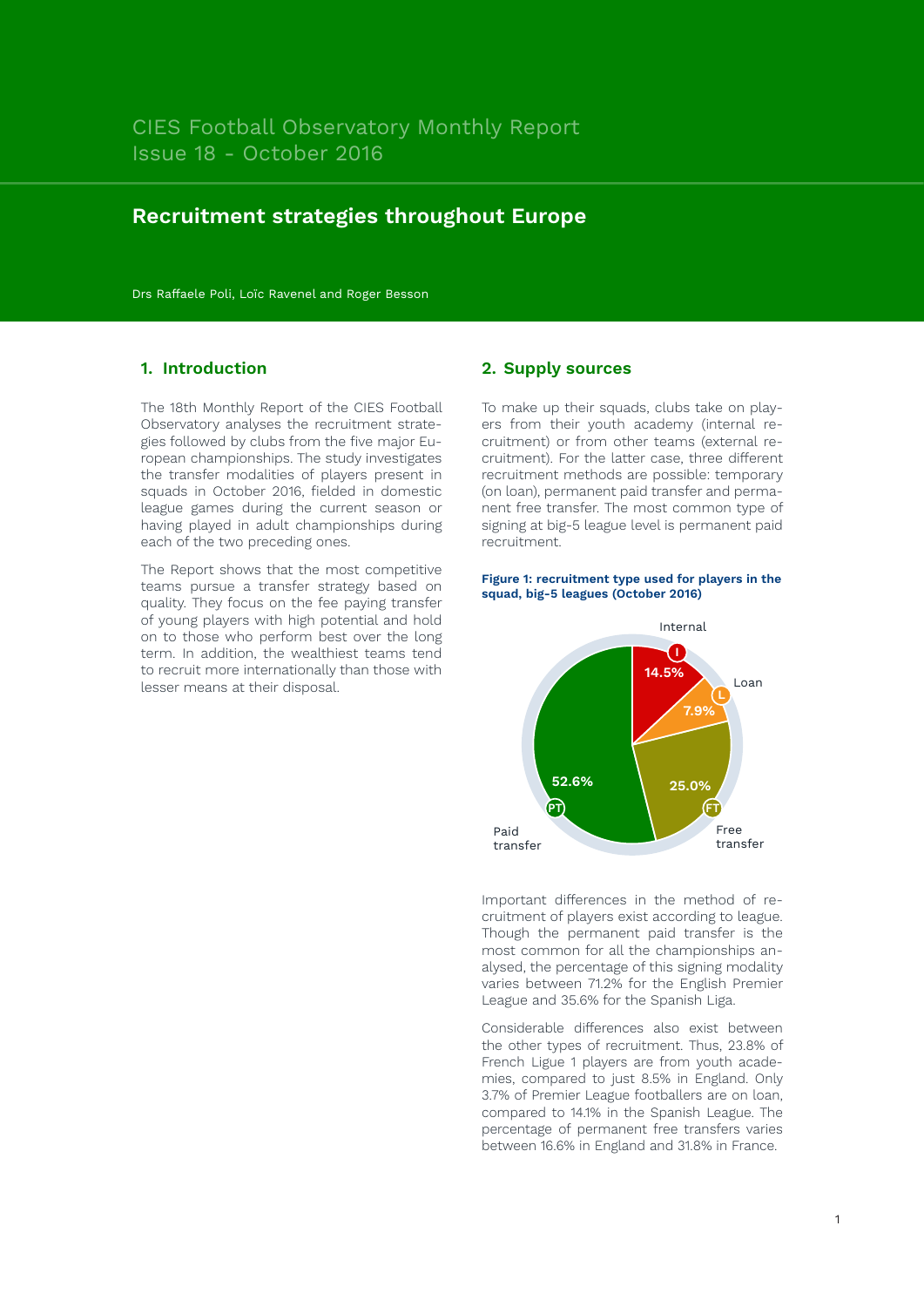CIES Football Observatory Monthly Report
Issue 18 - October 2016

# Recruitment strategies throughout Europe

Drs Raffaele Poli, Loïc Ravenel and Roger Besson

## 1. Introduction

The 18th Monthly Report of the CIES Football Observatory analyses the recruitment strategies followed by clubs from the five major European championships. The study investigates the transfer modalities of players present in squads in October 2016, fielded in domestic league games during the current season or having played in adult championships during each of the two preceding ones.

The Report shows that the most competitive teams pursue a transfer strategy based on quality. They focus on the fee paying transfer of young players with high potential and hold on to those who perform best over the long term. In addition, the wealthiest teams tend to recruit more internationally than those with lesser means at their disposal.

## 2. Supply sources

To make up their squads, clubs take on players from their youth academy (internal recruitment) or from other teams (external recruitment). For the latter case, three different recruitment methods are possible: temporary (on loan), permanent paid transfer and permanent free transfer. The most common type of signing at big-5 league level is permanent paid recruitment.

**Figure 1: recruitment type used for players in the squad, big-5 leagues (October 2016)**

| Recruitment type | Share |
|---|---|
| Internal | 14.5% |
| Loan | 7.9% |
| Free transfer | 25.0% |
| Paid transfer | 52.6% |

Important differences in the method of recruitment of players exist according to league. Though the permanent paid transfer is the most common for all the championships analysed, the percentage of this signing modality varies between 71.2% for the English Premier League and 35.6% for the Spanish Liga.

Considerable differences also exist between the other types of recruitment. Thus, 23.8% of French Ligue 1 players are from youth academies, compared to just 8.5% in England. Only 3.7% of Premier League footballers are on loan, compared to 14.1% in the Spanish League. The percentage of permanent free transfers varies between 16.6% in England and 31.8% in France.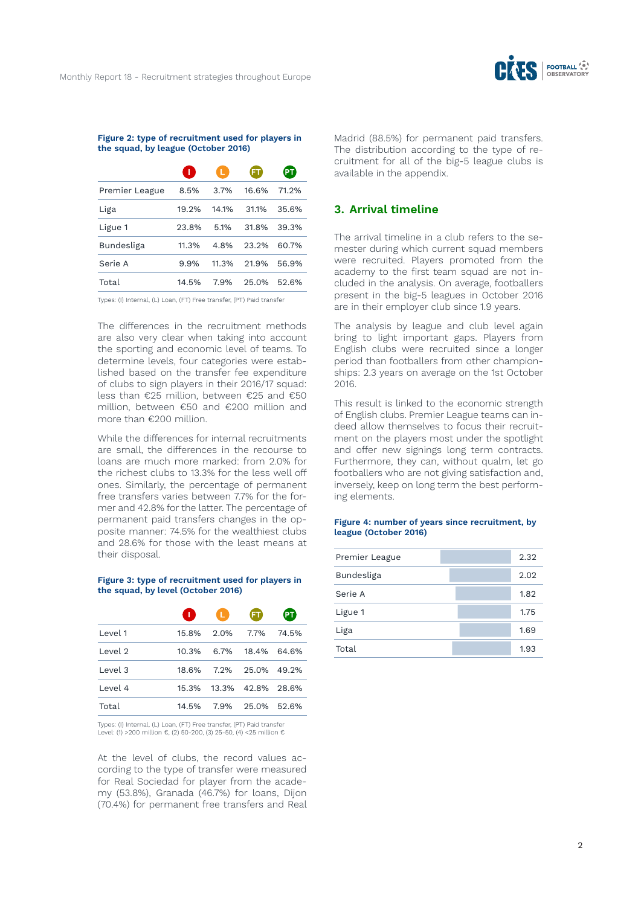**Figure 2: type of recruitment used for players in the squad, by league (October 2016)**

| | I | L | FT | PT |
|---|---|---|---|---|
| Premier League | 8.5% | 3.7% | 16.6% | 71.2% |
| Liga | 19.2% | 14.1% | 31.1% | 35.6% |
| Ligue 1 | 23.8% | 5.1% | 31.8% | 39.3% |
| Bundesliga | 11.3% | 4.8% | 23.2% | 60.7% |
| Serie A | 9.9% | 11.3% | 21.9% | 56.9% |
| Total | 14.5% | 7.9% | 25.0% | 52.6% |

Types: (I) Internal, (L) Loan, (FT) Free transfer, (PT) Paid transfer

The differences in the recruitment methods are also very clear when taking into account the sporting and economic level of teams. To determine levels, four categories were established based on the transfer fee expenditure of clubs to sign players in their 2016/17 squad: less than €25 million, between €25 and €50 million, between €50 and €200 million and more than €200 million.

While the differences for internal recruitments are small, the differences in the recourse to loans are much more marked: from 2.0% for the richest clubs to 13.3% for the less well off ones. Similarly, the percentage of permanent free transfers varies between 7.7% for the former and 42.8% for the latter. The percentage of permanent paid transfers changes in the opposite manner: 74.5% for the wealthiest clubs and 28.6% for those with the least means at their disposal.

**Figure 3: type of recruitment used for players in the squad, by level (October 2016)**

| | I | L | FT | PT |
|---|---|---|---|---|
| Level 1 | 15.8% | 2.0% | 7.7% | 74.5% |
| Level 2 | 10.3% | 6.7% | 18.4% | 64.6% |
| Level 3 | 18.6% | 7.2% | 25.0% | 49.2% |
| Level 4 | 15.3% | 13.3% | 42.8% | 28.6% |
| Total | 14.5% | 7.9% | 25.0% | 52.6% |

Types: (I) Internal, (L) Loan, (FT) Free transfer, (PT) Paid transfer
Level: (1) >200 million €, (2) 50-200, (3) 25-50, (4) <25 million €

At the level of clubs, the record values according to the type of transfer were measured for Real Sociedad for player from the academy (53.8%), Granada (46.7%) for loans, Dijon (70.4%) for permanent free transfers and Real Madrid (88.5%) for permanent paid transfers. The distribution according to the type of recruitment for all of the big-5 league clubs is available in the appendix.

## 3. Arrival timeline

The arrival timeline in a club refers to the semester during which current squad members were recruited. Players promoted from the academy to the first team squad are not included in the analysis. On average, footballers present in the big-5 leagues in October 2016 are in their employer club since 1.9 years.

The analysis by league and club level again bring to light important gaps. Players from English clubs were recruited since a longer period than footballers from other championships: 2.3 years on average on the 1st October 2016.

This result is linked to the economic strength of English clubs. Premier League teams can indeed allow themselves to focus their recruitment on the players most under the spotlight and offer new signings long term contracts. Furthermore, they can, without qualm, let go footballers who are not giving satisfaction and, inversely, keep on long term the best performing elements.

**Figure 4: number of years since recruitment, by league (October 2016)**

| League | Years |
|---|---|
| Premier League | 2.32 |
| Bundesliga | 2.02 |
| Serie A | 1.82 |
| Ligue 1 | 1.75 |
| Liga | 1.69 |
| Total | 1.93 |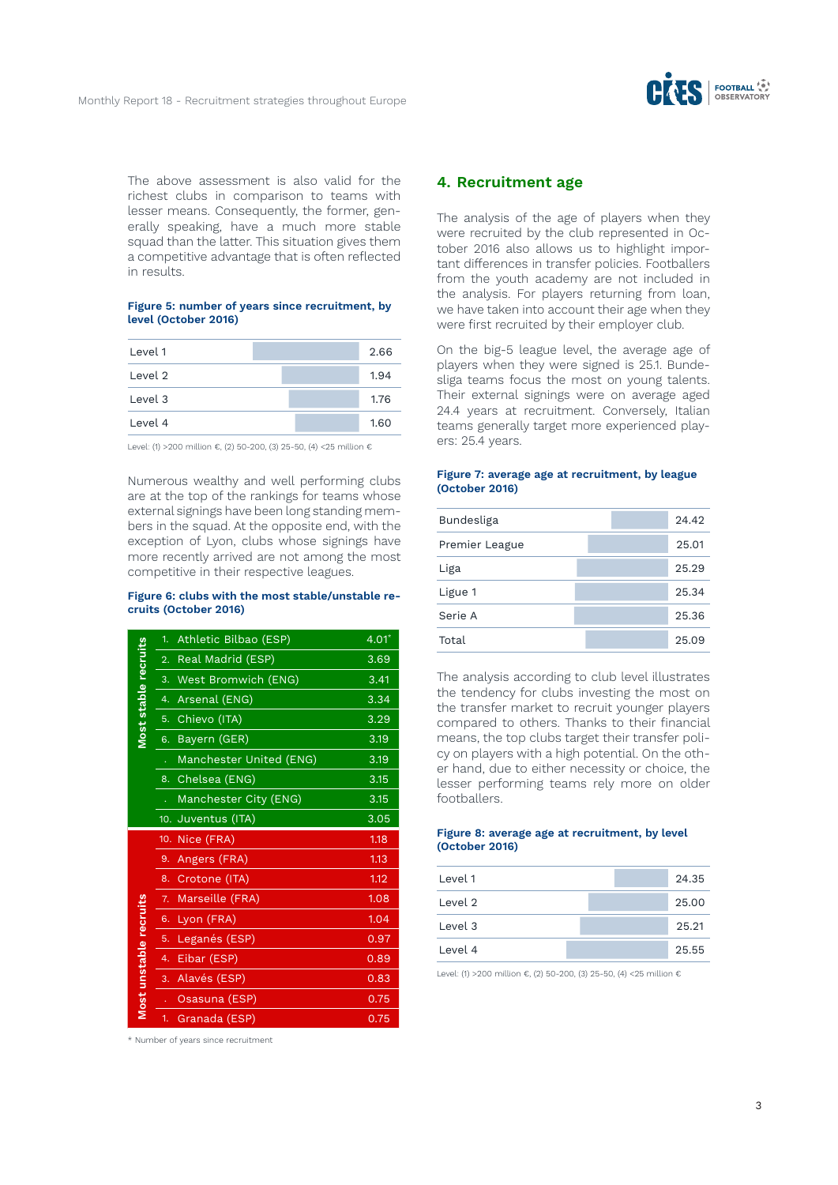The above assessment is also valid for the richest clubs in comparison to teams with lesser means. Consequently, the former, generally speaking, have a much more stable squad than the latter. This situation gives them a competitive advantage that is often reflected in results.

**Figure 5: number of years since recruitment, by level (October 2016)**

| Level | Years |
|---|---|
| Level 1 | 2.66 |
| Level 2 | 1.94 |
| Level 3 | 1.76 |
| Level 4 | 1.60 |

Level: (1) >200 million €, (2) 50-200, (3) 25-50, (4) <25 million €

Numerous wealthy and well performing clubs are at the top of the rankings for teams whose external signings have been long standing members in the squad. At the opposite end, with the exception of Lyon, clubs whose signings have more recently arrived are not among the most competitive in their respective leagues.

**Figure 6: clubs with the most stable/unstable recruits (October 2016)**

| | Rank | Club | Years |
|---|---|---|---|
| Most stable recruits | 1. | Athletic Bilbao (ESP) | 4.01* |
| | 2. | Real Madrid (ESP) | 3.69 |
| | 3. | West Bromwich (ENG) | 3.41 |
| | 4. | Arsenal (ENG) | 3.34 |
| | 5. | Chievo (ITA) | 3.29 |
| | 6. | Bayern (GER) | 3.19 |
| | . | Manchester United (ENG) | 3.19 |
| | 8. | Chelsea (ENG) | 3.15 |
| | . | Manchester City (ENG) | 3.15 |
| | 10. | Juventus (ITA) | 3.05 |
| Most unstable recruits | 10. | Nice (FRA) | 1.18 |
| | 9. | Angers (FRA) | 1.13 |
| | 8. | Crotone (ITA) | 1.12 |
| | 7. | Marseille (FRA) | 1.08 |
| | 6. | Lyon (FRA) | 1.04 |
| | 5. | Leganés (ESP) | 0.97 |
| | 4. | Eibar (ESP) | 0.89 |
| | 3. | Alavés (ESP) | 0.83 |
| | . | Osasuna (ESP) | 0.75 |
| | 1. | Granada (ESP) | 0.75 |

\* Number of years since recruitment

## 4. Recruitment age

The analysis of the age of players when they were recruited by the club represented in October 2016 also allows us to highlight important differences in transfer policies. Footballers from the youth academy are not included in the analysis. For players returning from loan, we have taken into account their age when they were first recruited by their employer club.

On the big-5 league level, the average age of players when they were signed is 25.1. Bundesliga teams focus the most on young talents. Their external signings were on average aged 24.4 years at recruitment. Conversely, Italian teams generally target more experienced players: 25.4 years.

**Figure 7: average age at recruitment, by league (October 2016)**

| League | Average age |
|---|---|
| Bundesliga | 24.42 |
| Premier League | 25.01 |
| Liga | 25.29 |
| Ligue 1 | 25.34 |
| Serie A | 25.36 |
| Total | 25.09 |

The analysis according to club level illustrates the tendency for clubs investing the most on the transfer market to recruit younger players compared to others. Thanks to their financial means, the top clubs target their transfer policy on players with a high potential. On the other hand, due to either necessity or choice, the lesser performing teams rely more on older footballers.

**Figure 8: average age at recruitment, by level (October 2016)**

| Level | Average age |
|---|---|
| Level 1 | 24.35 |
| Level 2 | 25.00 |
| Level 3 | 25.21 |
| Level 4 | 25.55 |

Level: (1) >200 million €, (2) 50-200, (3) 25-50, (4) <25 million €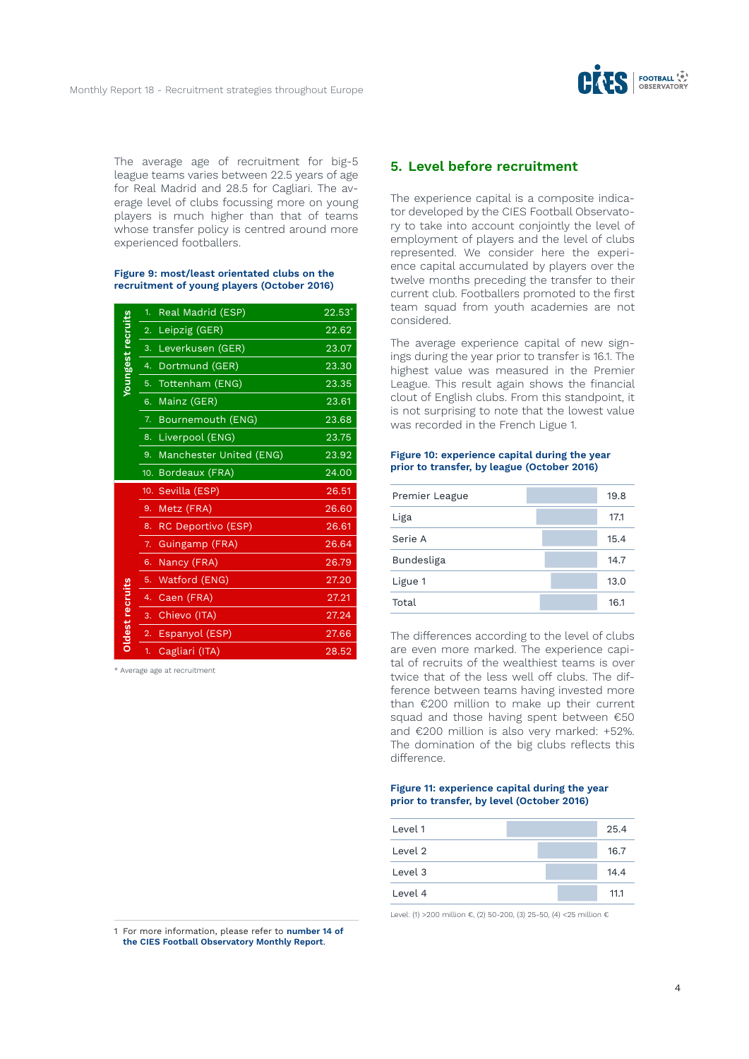The average age of recruitment for big-5 league teams varies between 22.5 years of age for Real Madrid and 28.5 for Cagliari. The average level of clubs focussing more on young players is much higher than that of teams whose transfer policy is centred around more experienced footballers.

**Figure 9: most/least orientated clubs on the recruitment of young players (October 2016)**

| | Rank | Club | Age |
|---|---|---|---|
| Youngest recruits | 1. | Real Madrid (ESP) | 22.53* |
| | 2. | Leipzig (GER) | 22.62 |
| | 3. | Leverkusen (GER) | 23.07 |
| | 4. | Dortmund (GER) | 23.30 |
| | 5. | Tottenham (ENG) | 23.35 |
| | 6. | Mainz (GER) | 23.61 |
| | 7. | Bournemouth (ENG) | 23.68 |
| | 8. | Liverpool (ENG) | 23.75 |
| | 9. | Manchester United (ENG) | 23.92 |
| | 10. | Bordeaux (FRA) | 24.00 |
| Oldest recruits | 10. | Sevilla (ESP) | 26.51 |
| | 9. | Metz (FRA) | 26.60 |
| | 8. | RC Deportivo (ESP) | 26.61 |
| | 7. | Guingamp (FRA) | 26.64 |
| | 6. | Nancy (FRA) | 26.79 |
| | 5. | Watford (ENG) | 27.20 |
| | 4. | Caen (FRA) | 27.21 |
| | 3. | Chievo (ITA) | 27.24 |
| | 2. | Espanyol (ESP) | 27.66 |
| | 1. | Cagliari (ITA) | 28.52 |

\* Average age at recruitment

## 5. Level before recruitment

The experience capital is a composite indicator developed by the CIES Football Observatory to take into account conjointly the level of employment of players and the level of clubs represented. We consider here the experience capital accumulated by players over the twelve months preceding the transfer to their current club. Footballers promoted to the first team squad from youth academies are not considered.

The average experience capital of new signings during the year prior to transfer is 16.1. The highest value was measured in the Premier League. This result again shows the financial clout of English clubs. From this standpoint, it is not surprising to note that the lowest value was recorded in the French Ligue 1.

**Figure 10: experience capital during the year prior to transfer, by league (October 2016)**

| League | Value |
|---|---|
| Premier League | 19.8 |
| Liga | 17.1 |
| Serie A | 15.4 |
| Bundesliga | 14.7 |
| Ligue 1 | 13.0 |
| Total | 16.1 |

The differences according to the level of clubs are even more marked. The experience capital of recruits of the wealthiest teams is over twice that of the less well off clubs. The difference between teams having invested more than €200 million to make up their current squad and those having spent between €50 and €200 million is also very marked: +52%. The domination of the big clubs reflects this difference.

**Figure 11: experience capital during the year prior to transfer, by level (October 2016)**

| Level | Value |
|---|---|
| Level 1 | 25.4 |
| Level 2 | 16.7 |
| Level 3 | 14.4 |
| Level 4 | 11.1 |

Level: (1) >200 million €, (2) 50-200, (3) 25-50, (4) <25 million €

1 For more information, please refer to **number 14 of the CIES Football Observatory Monthly Report**.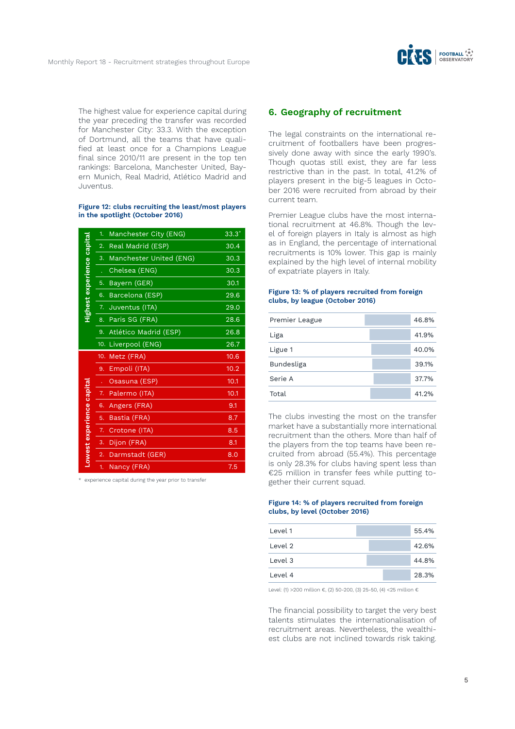The highest value for experience capital during the year preceding the transfer was recorded for Manchester City: 33.3. With the exception of Dortmund, all the teams that have qualified at least once for a Champions League final since 2010/11 are present in the top ten rankings: Barcelona, Manchester United, Bayern Munich, Real Madrid, Atlético Madrid and Juventus.

**Figure 12: clubs recruiting the least/most players in the spotlight (October 2016)**

| | Rank | Club | Value |
|---|---|---|---|
| Highest experience capital | 1. | Manchester City (ENG) | 33.3* |
| | 2. | Real Madrid (ESP) | 30.4 |
| | 3. | Manchester United (ENG) | 30.3 |
| | . | Chelsea (ENG) | 30.3 |
| | 5. | Bayern (GER) | 30.1 |
| | 6. | Barcelona (ESP) | 29.6 |
| | 7. | Juventus (ITA) | 29.0 |
| | 8. | Paris SG (FRA) | 28.6 |
| | 9. | Atlético Madrid (ESP) | 26.8 |
| | 10. | Liverpool (ENG) | 26.7 |
| Lowest experience capital | 10. | Metz (FRA) | 10.6 |
| | 9. | Empoli (ITA) | 10.2 |
| | . | Osasuna (ESP) | 10.1 |
| | 7. | Palermo (ITA) | 10.1 |
| | 6. | Angers (FRA) | 9.1 |
| | 5. | Bastia (FRA) | 8.7 |
| | 7. | Crotone (ITA) | 8.5 |
| | 3. | Dijon (FRA) | 8.1 |
| | 2. | Darmstadt (GER) | 8.0 |
| | 1. | Nancy (FRA) | 7.5 |

\* experience capital during the year prior to transfer

## 6. Geography of recruitment

The legal constraints on the international recruitment of footballers have been progressively done away with since the early 1990's. Though quotas still exist, they are far less restrictive than in the past. In total, 41.2% of players present in the big-5 leagues in October 2016 were recruited from abroad by their current team.

Premier League clubs have the most international recruitment at 46.8%. Though the level of foreign players in Italy is almost as high as in England, the percentage of international recruitments is 10% lower. This gap is mainly explained by the high level of internal mobility of expatriate players in Italy.

**Figure 13: % of players recruited from foreign clubs, by league (October 2016)**

| League | % |
|---|---|
| Premier League | 46.8% |
| Liga | 41.9% |
| Ligue 1 | 40.0% |
| Bundesliga | 39.1% |
| Serie A | 37.7% |
| Total | 41.2% |

The clubs investing the most on the transfer market have a substantially more international recruitment than the others. More than half of the players from the top teams have been recruited from abroad (55.4%). This percentage is only 28.3% for clubs having spent less than €25 million in transfer fees while putting together their current squad.

**Figure 14: % of players recruited from foreign clubs, by level (October 2016)**

| Level | % |
|---|---|
| Level 1 | 55.4% |
| Level 2 | 42.6% |
| Level 3 | 44.8% |
| Level 4 | 28.3% |

Level: (1) >200 million €, (2) 50-200, (3) 25-50, (4) <25 million €

The financial possibility to target the very best talents stimulates the internationalisation of recruitment areas. Nevertheless, the wealthiest clubs are not inclined towards risk taking.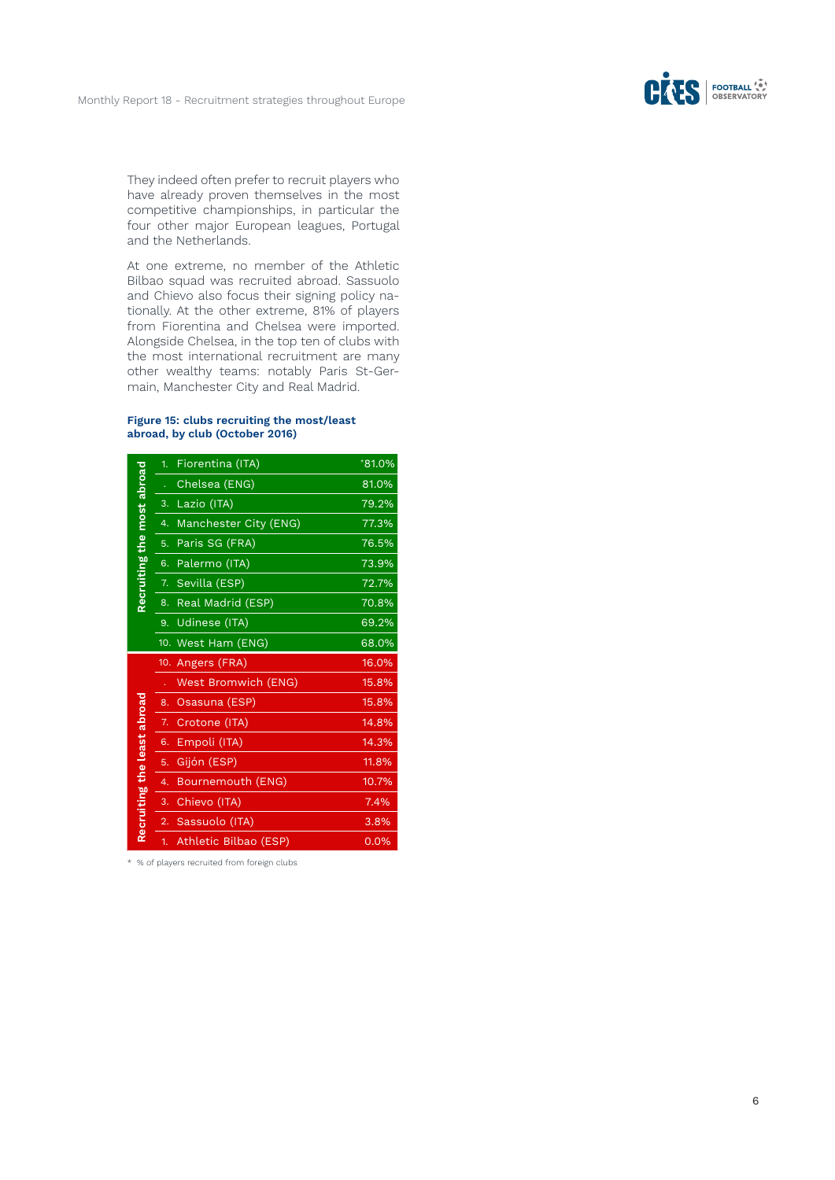They indeed often prefer to recruit players who have already proven themselves in the most competitive championships, in particular the four other major European leagues, Portugal and the Netherlands.

At one extreme, no member of the Athletic Bilbao squad was recruited abroad. Sassuolo and Chievo also focus their signing policy nationally. At the other extreme, 81% of players from Fiorentina and Chelsea were imported. Alongside Chelsea, in the top ten of clubs with the most international recruitment are many other wealthy teams: notably Paris St-Germain, Manchester City and Real Madrid.

**Figure 15: clubs recruiting the most/least abroad, by club (October 2016)**

| | Rank | Club | % |
|---|---|---|---|
| Recruiting the most abroad | 1. | Fiorentina (ITA) | *81.0% |
| | . | Chelsea (ENG) | 81.0% |
| | 3. | Lazio (ITA) | 79.2% |
| | 4. | Manchester City (ENG) | 77.3% |
| | 5. | Paris SG (FRA) | 76.5% |
| | 6. | Palermo (ITA) | 73.9% |
| | 7. | Sevilla (ESP) | 72.7% |
| | 8. | Real Madrid (ESP) | 70.8% |
| | 9. | Udinese (ITA) | 69.2% |
| | 10. | West Ham (ENG) | 68.0% |
| Recruiting the least abroad | 10. | Angers (FRA) | 16.0% |
| | . | West Bromwich (ENG) | 15.8% |
| | 8. | Osasuna (ESP) | 15.8% |
| | 7. | Crotone (ITA) | 14.8% |
| | 6. | Empoli (ITA) | 14.3% |
| | 5. | Gijón (ESP) | 11.8% |
| | 4. | Bournemouth (ENG) | 10.7% |
| | 3. | Chievo (ITA) | 7.4% |
| | 2. | Sassuolo (ITA) | 3.8% |
| | 1. | Athletic Bilbao (ESP) | 0.0% |

* % of players recruited from foreign clubs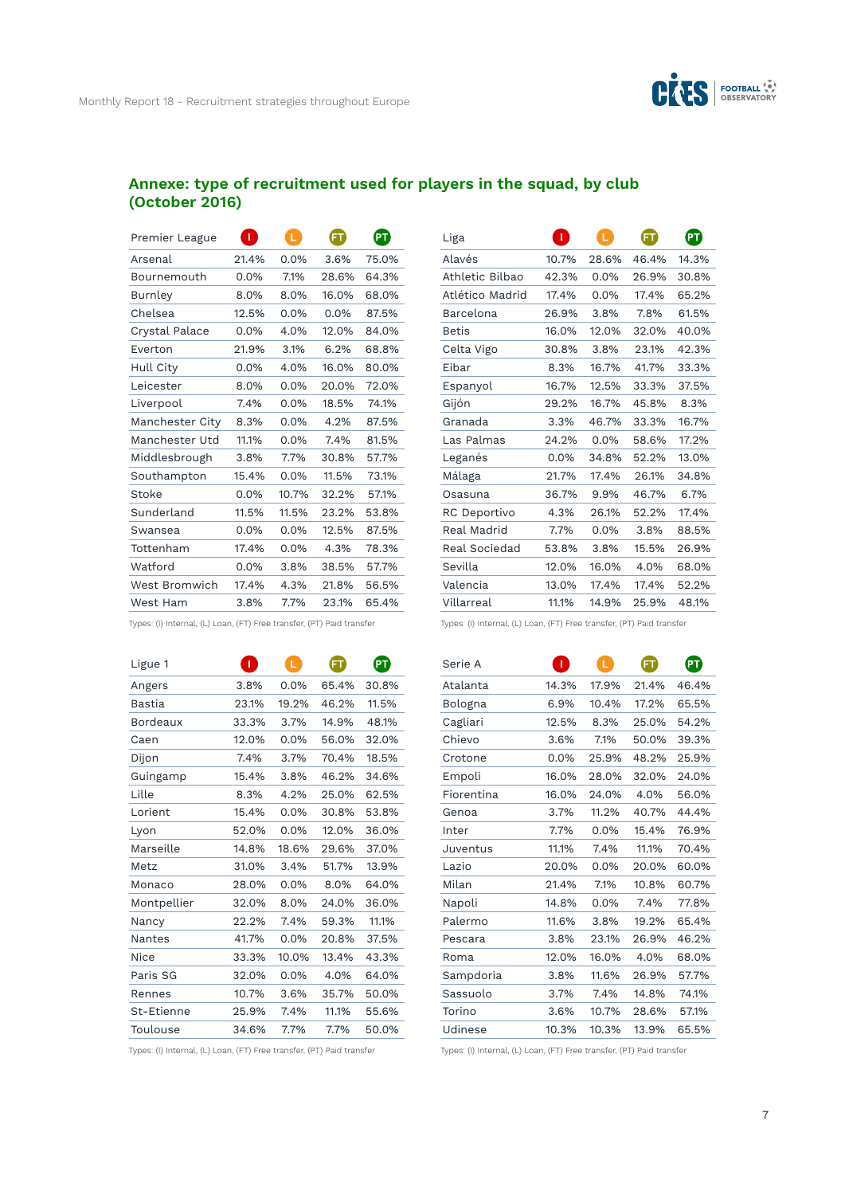## Annexe: type of recruitment used for players in the squad, by club (October 2016)

| Premier League | I | L | FT | PT |
|---|---|---|---|---|
| Arsenal | 21.4% | 0.0% | 3.6% | 75.0% |
| Bournemouth | 0.0% | 7.1% | 28.6% | 64.3% |
| Burnley | 8.0% | 8.0% | 16.0% | 68.0% |
| Chelsea | 12.5% | 0.0% | 0.0% | 87.5% |
| Crystal Palace | 0.0% | 4.0% | 12.0% | 84.0% |
| Everton | 21.9% | 3.1% | 6.2% | 68.8% |
| Hull City | 0.0% | 4.0% | 16.0% | 80.0% |
| Leicester | 8.0% | 0.0% | 20.0% | 72.0% |
| Liverpool | 7.4% | 0.0% | 18.5% | 74.1% |
| Manchester City | 8.3% | 0.0% | 4.2% | 87.5% |
| Manchester Utd | 11.1% | 0.0% | 7.4% | 81.5% |
| Middlesbrough | 3.8% | 7.7% | 30.8% | 57.7% |
| Southampton | 15.4% | 0.0% | 11.5% | 73.1% |
| Stoke | 0.0% | 10.7% | 32.2% | 57.1% |
| Sunderland | 11.5% | 11.5% | 23.2% | 53.8% |
| Swansea | 0.0% | 0.0% | 12.5% | 87.5% |
| Tottenham | 17.4% | 0.0% | 4.3% | 78.3% |
| Watford | 0.0% | 3.8% | 38.5% | 57.7% |
| West Bromwich | 17.4% | 4.3% | 21.8% | 56.5% |
| West Ham | 3.8% | 7.7% | 23.1% | 65.4% |

Types: (I) Internal, (L) Loan, (FT) Free transfer, (PT) Paid transfer

| Liga | I | L | FT | PT |
|---|---|---|---|---|
| Alavés | 10.7% | 28.6% | 46.4% | 14.3% |
| Athletic Bilbao | 42.3% | 0.0% | 26.9% | 30.8% |
| Atlético Madrid | 17.4% | 0.0% | 17.4% | 65.2% |
| Barcelona | 26.9% | 3.8% | 7.8% | 61.5% |
| Betis | 16.0% | 12.0% | 32.0% | 40.0% |
| Celta Vigo | 30.8% | 3.8% | 23.1% | 42.3% |
| Eibar | 8.3% | 16.7% | 41.7% | 33.3% |
| Espanyol | 16.7% | 12.5% | 33.3% | 37.5% |
| Gijón | 29.2% | 16.7% | 45.8% | 8.3% |
| Granada | 3.3% | 46.7% | 33.3% | 16.7% |
| Las Palmas | 24.2% | 0.0% | 58.6% | 17.2% |
| Leganés | 0.0% | 34.8% | 52.2% | 13.0% |
| Málaga | 21.7% | 17.4% | 26.1% | 34.8% |
| Osasuna | 36.7% | 9.9% | 46.7% | 6.7% |
| RC Deportivo | 4.3% | 26.1% | 52.2% | 17.4% |
| Real Madrid | 7.7% | 0.0% | 3.8% | 88.5% |
| Real Sociedad | 53.8% | 3.8% | 15.5% | 26.9% |
| Sevilla | 12.0% | 16.0% | 4.0% | 68.0% |
| Valencia | 13.0% | 17.4% | 17.4% | 52.2% |
| Villarreal | 11.1% | 14.9% | 25.9% | 48.1% |

Types: (I) Internal, (L) Loan, (FT) Free transfer, (PT) Paid transfer

| Ligue 1 | I | L | FT | PT |
|---|---|---|---|---|
| Angers | 3.8% | 0.0% | 65.4% | 30.8% |
| Bastia | 23.1% | 19.2% | 46.2% | 11.5% |
| Bordeaux | 33.3% | 3.7% | 14.9% | 48.1% |
| Caen | 12.0% | 0.0% | 56.0% | 32.0% |
| Dijon | 7.4% | 3.7% | 70.4% | 18.5% |
| Guingamp | 15.4% | 3.8% | 46.2% | 34.6% |
| Lille | 8.3% | 4.2% | 25.0% | 62.5% |
| Lorient | 15.4% | 0.0% | 30.8% | 53.8% |
| Lyon | 52.0% | 0.0% | 12.0% | 36.0% |
| Marseille | 14.8% | 18.6% | 29.6% | 37.0% |
| Metz | 31.0% | 3.4% | 51.7% | 13.9% |
| Monaco | 28.0% | 0.0% | 8.0% | 64.0% |
| Montpellier | 32.0% | 8.0% | 24.0% | 36.0% |
| Nancy | 22.2% | 7.4% | 59.3% | 11.1% |
| Nantes | 41.7% | 0.0% | 20.8% | 37.5% |
| Nice | 33.3% | 10.0% | 13.4% | 43.3% |
| Paris SG | 32.0% | 0.0% | 4.0% | 64.0% |
| Rennes | 10.7% | 3.6% | 35.7% | 50.0% |
| St-Etienne | 25.9% | 7.4% | 11.1% | 55.6% |
| Toulouse | 34.6% | 7.7% | 7.7% | 50.0% |

Types: (I) Internal, (L) Loan, (FT) Free transfer, (PT) Paid transfer

| Serie A | I | L | FT | PT |
|---|---|---|---|---|
| Atalanta | 14.3% | 17.9% | 21.4% | 46.4% |
| Bologna | 6.9% | 10.4% | 17.2% | 65.5% |
| Cagliari | 12.5% | 8.3% | 25.0% | 54.2% |
| Chievo | 3.6% | 7.1% | 50.0% | 39.3% |
| Crotone | 0.0% | 25.9% | 48.2% | 25.9% |
| Empoli | 16.0% | 28.0% | 32.0% | 24.0% |
| Fiorentina | 16.0% | 24.0% | 4.0% | 56.0% |
| Genoa | 3.7% | 11.2% | 40.7% | 44.4% |
| Inter | 7.7% | 0.0% | 15.4% | 76.9% |
| Juventus | 11.1% | 7.4% | 11.1% | 70.4% |
| Lazio | 20.0% | 0.0% | 20.0% | 60.0% |
| Milan | 21.4% | 7.1% | 10.8% | 60.7% |
| Napoli | 14.8% | 0.0% | 7.4% | 77.8% |
| Palermo | 11.6% | 3.8% | 19.2% | 65.4% |
| Pescara | 3.8% | 23.1% | 26.9% | 46.2% |
| Roma | 12.0% | 16.0% | 4.0% | 68.0% |
| Sampdoria | 3.8% | 11.6% | 26.9% | 57.7% |
| Sassuolo | 3.7% | 7.4% | 14.8% | 74.1% |
| Torino | 3.6% | 10.7% | 28.6% | 57.1% |
| Udinese | 10.3% | 10.3% | 13.9% | 65.5% |

Types: (I) Internal, (L) Loan, (FT) Free transfer, (PT) Paid transfer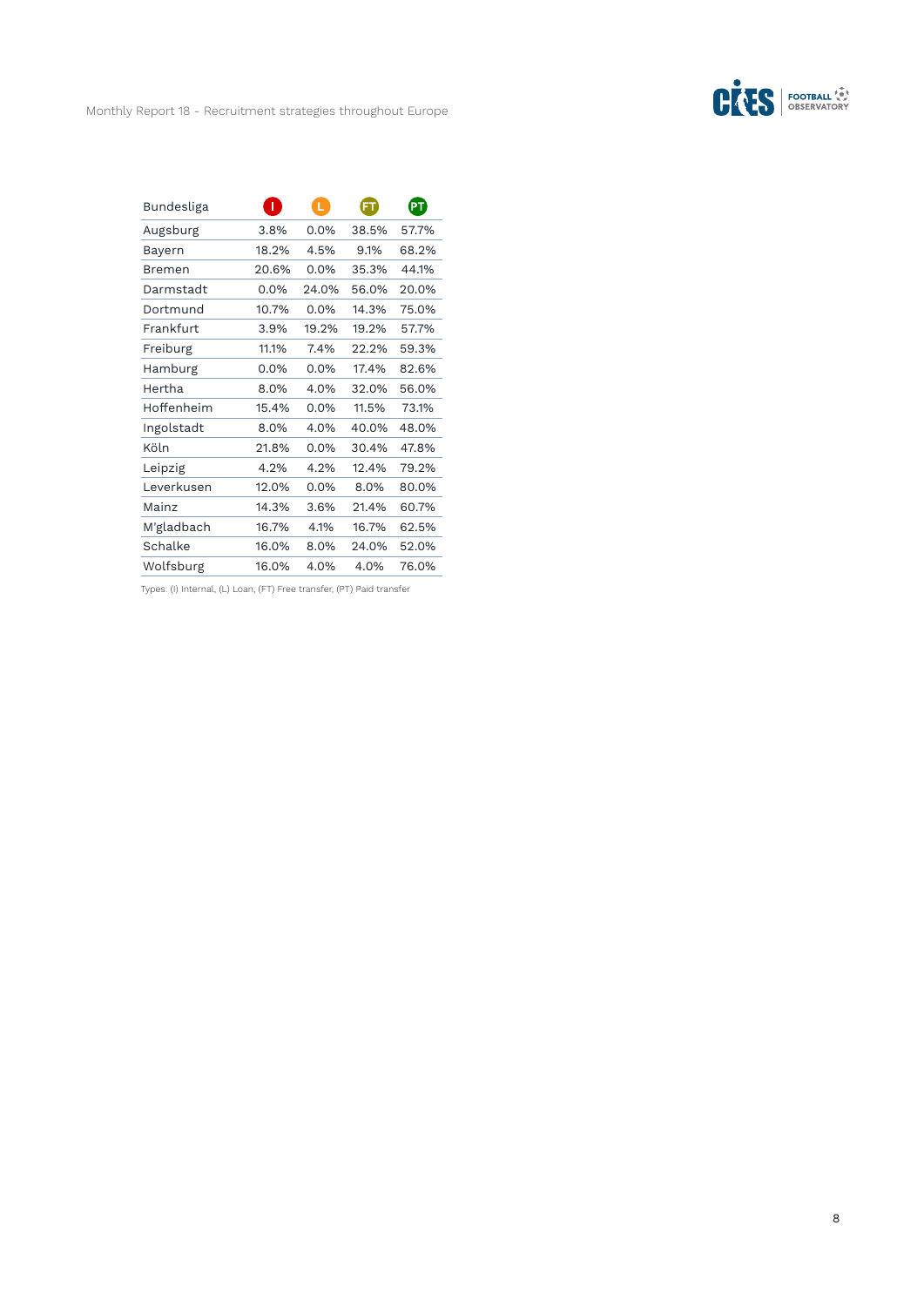| Bundesliga | I | L | FT | PT |
|---|---|---|---|---|
| Augsburg | 3.8% | 0.0% | 38.5% | 57.7% |
| Bayern | 18.2% | 4.5% | 9.1% | 68.2% |
| Bremen | 20.6% | 0.0% | 35.3% | 44.1% |
| Darmstadt | 0.0% | 24.0% | 56.0% | 20.0% |
| Dortmund | 10.7% | 0.0% | 14.3% | 75.0% |
| Frankfurt | 3.9% | 19.2% | 19.2% | 57.7% |
| Freiburg | 11.1% | 7.4% | 22.2% | 59.3% |
| Hamburg | 0.0% | 0.0% | 17.4% | 82.6% |
| Hertha | 8.0% | 4.0% | 32.0% | 56.0% |
| Hoffenheim | 15.4% | 0.0% | 11.5% | 73.1% |
| Ingolstadt | 8.0% | 4.0% | 40.0% | 48.0% |
| Köln | 21.8% | 0.0% | 30.4% | 47.8% |
| Leipzig | 4.2% | 4.2% | 12.4% | 79.2% |
| Leverkusen | 12.0% | 0.0% | 8.0% | 80.0% |
| Mainz | 14.3% | 3.6% | 21.4% | 60.7% |
| M'gladbach | 16.7% | 4.1% | 16.7% | 62.5% |
| Schalke | 16.0% | 8.0% | 24.0% | 52.0% |
| Wolfsburg | 16.0% | 4.0% | 4.0% | 76.0% |

Types: (I) Internal, (L) Loan, (FT) Free transfer, (PT) Paid transfer